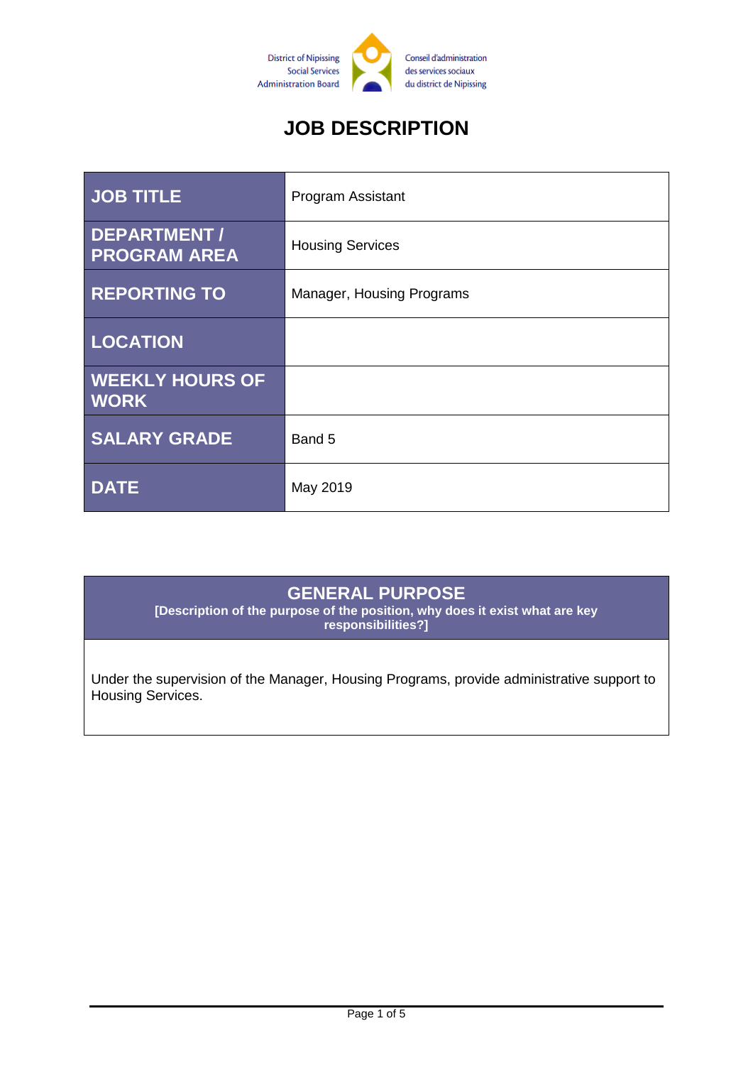District of Nipissing Social Services Administration Board

Conseil d'administration des services sociaux du district de Nipissing

# JOB DESCRIPTION

| JOB TITLE | Program Assistant |
|---|---|
| DEPARTMENT / PROGRAM AREA | Housing Services |
| REPORTING TO | Manager, Housing Programs |
| LOCATION | |
| WEEKLY HOURS OF WORK | |
| SALARY GRADE | Band 5 |
| DATE | May 2019 |

## GENERAL PURPOSE

**[Description of the purpose of the position, why does it exist what are key responsibilities?]**

Under the supervision of the Manager, Housing Programs, provide administrative support to Housing Services.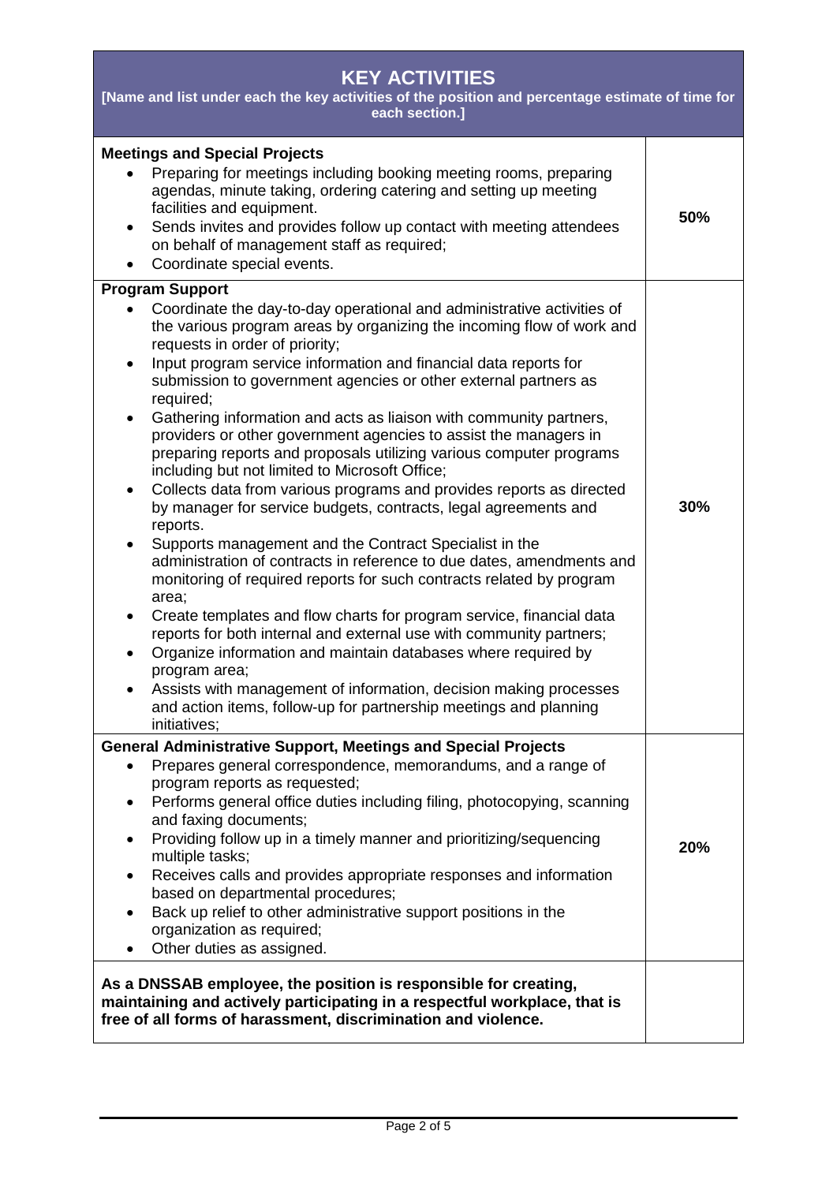## KEY ACTIVITIES

**[Name and list under each the key activities of the position and percentage estimate of time for each section.]**

| Key Activities | % of Time |
|---|---|
| **Meetings and Special Projects**<br>• Preparing for meetings including booking meeting rooms, preparing agendas, minute taking, ordering catering and setting up meeting facilities and equipment.<br>• Sends invites and provides follow up contact with meeting attendees on behalf of management staff as required;<br>• Coordinate special events. | **50%** |
| **Program Support**<br>• Coordinate the day-to-day operational and administrative activities of the various program areas by organizing the incoming flow of work and requests in order of priority;<br>• Input program service information and financial data reports for submission to government agencies or other external partners as required;<br>• Gathering information and acts as liaison with community partners, providers or other government agencies to assist the managers in preparing reports and proposals utilizing various computer programs including but not limited to Microsoft Office;<br>• Collects data from various programs and provides reports as directed by manager for service budgets, contracts, legal agreements and reports.<br>• Supports management and the Contract Specialist in the administration of contracts in reference to due dates, amendments and monitoring of required reports for such contracts related by program area;<br>• Create templates and flow charts for program service, financial data reports for both internal and external use with community partners;<br>• Organize information and maintain databases where required by program area;<br>• Assists with management of information, decision making processes and action items, follow-up for partnership meetings and planning initiatives; | **30%** |
| **General Administrative Support, Meetings and Special Projects**<br>• Prepares general correspondence, memorandums, and a range of program reports as requested;<br>• Performs general office duties including filing, photocopying, scanning and faxing documents;<br>• Providing follow up in a timely manner and prioritizing/sequencing multiple tasks;<br>• Receives calls and provides appropriate responses and information based on departmental procedures;<br>• Back up relief to other administrative support positions in the organization as required;<br>• Other duties as assigned. | **20%** |
| **As a DNSSAB employee, the position is responsible for creating, maintaining and actively participating in a respectful workplace, that is free of all forms of harassment, discrimination and violence.** | |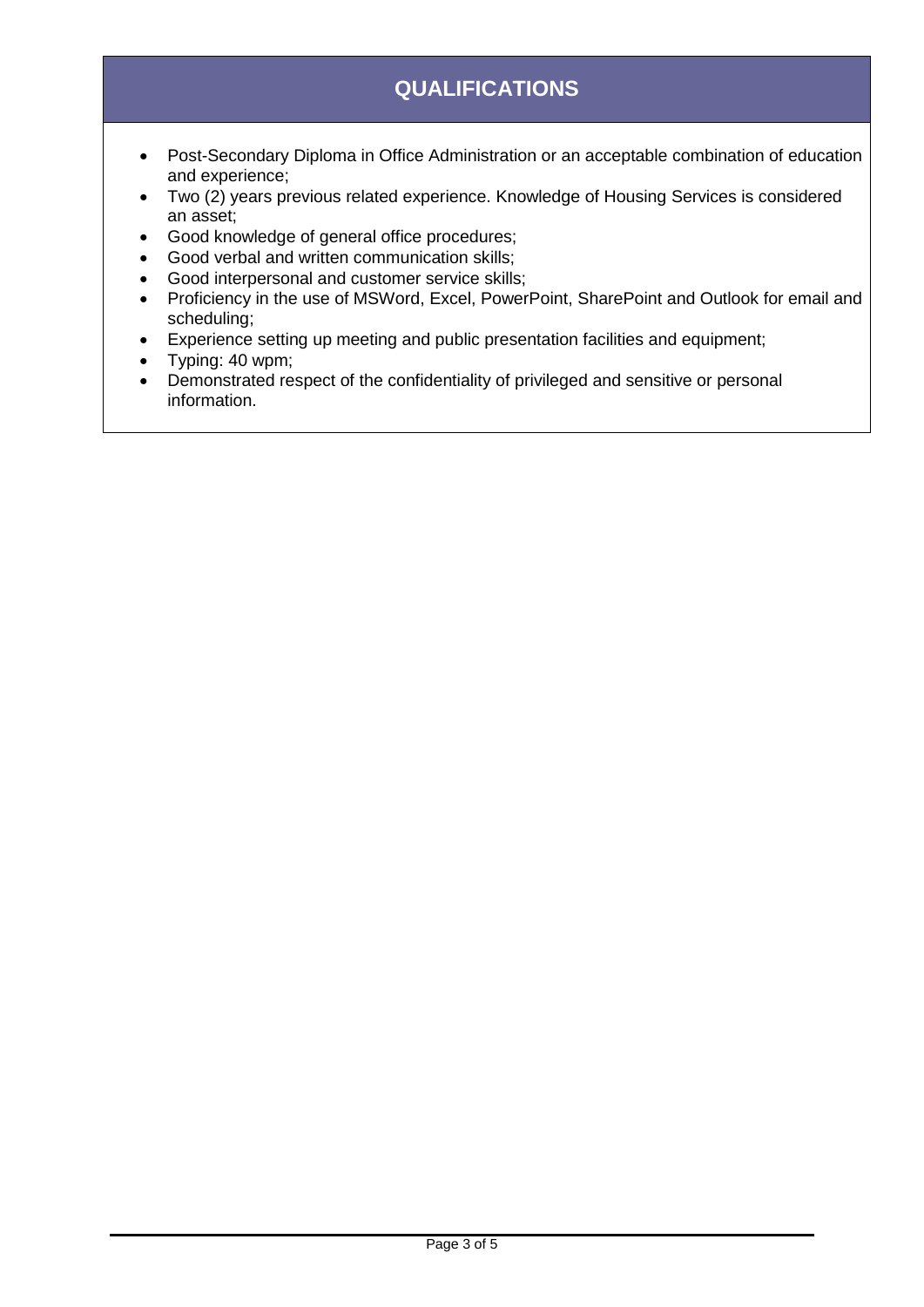## QUALIFICATIONS

- Post-Secondary Diploma in Office Administration or an acceptable combination of education and experience;
- Two (2) years previous related experience. Knowledge of Housing Services is considered an asset;
- Good knowledge of general office procedures;
- Good verbal and written communication skills;
- Good interpersonal and customer service skills;
- Proficiency in the use of MSWord, Excel, PowerPoint, SharePoint and Outlook for email and scheduling;
- Experience setting up meeting and public presentation facilities and equipment;
- Typing: 40 wpm;
- Demonstrated respect of the confidentiality of privileged and sensitive or personal information.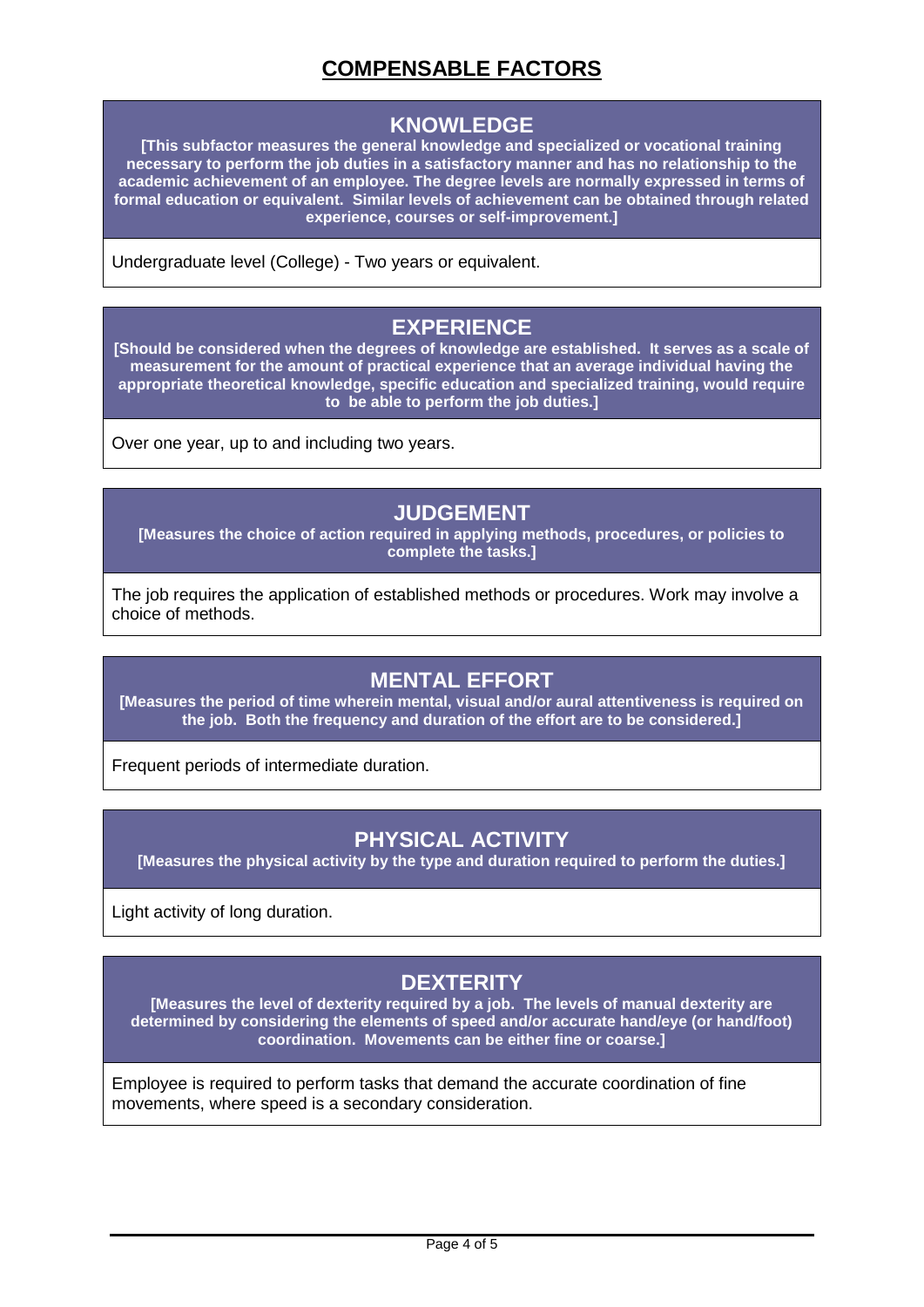# COMPENSABLE FACTORS

## KNOWLEDGE

**[This subfactor measures the general knowledge and specialized or vocational training necessary to perform the job duties in a satisfactory manner and has no relationship to the academic achievement of an employee. The degree levels are normally expressed in terms of formal education or equivalent. Similar levels of achievement can be obtained through related experience, courses or self-improvement.]**

Undergraduate level (College) - Two years or equivalent.

## EXPERIENCE

**[Should be considered when the degrees of knowledge are established. It serves as a scale of measurement for the amount of practical experience that an average individual having the appropriate theoretical knowledge, specific education and specialized training, would require to be able to perform the job duties.]**

Over one year, up to and including two years.

## JUDGEMENT

**[Measures the choice of action required in applying methods, procedures, or policies to complete the tasks.]**

The job requires the application of established methods or procedures. Work may involve a choice of methods.

## MENTAL EFFORT

**[Measures the period of time wherein mental, visual and/or aural attentiveness is required on the job. Both the frequency and duration of the effort are to be considered.]**

Frequent periods of intermediate duration.

## PHYSICAL ACTIVITY

**[Measures the physical activity by the type and duration required to perform the duties.]**

Light activity of long duration.

## DEXTERITY

**[Measures the level of dexterity required by a job. The levels of manual dexterity are determined by considering the elements of speed and/or accurate hand/eye (or hand/foot) coordination. Movements can be either fine or coarse.]**

Employee is required to perform tasks that demand the accurate coordination of fine movements, where speed is a secondary consideration.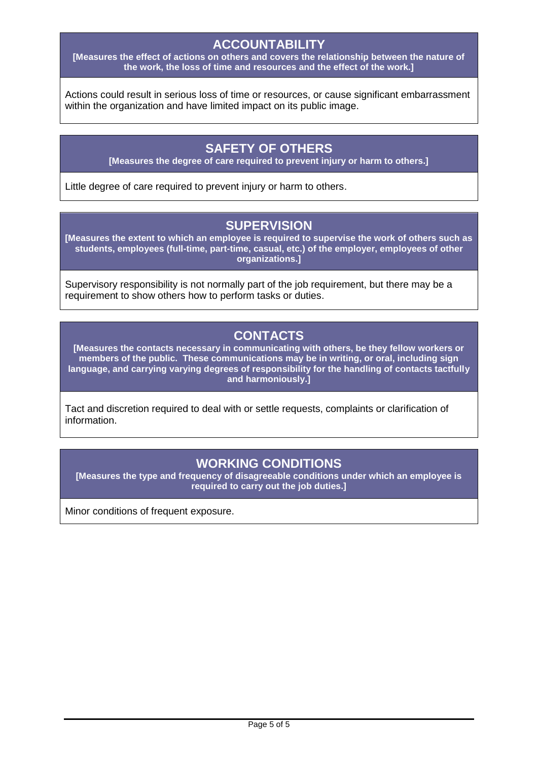## ACCOUNTABILITY

**[Measures the effect of actions on others and covers the relationship between the nature of the work, the loss of time and resources and the effect of the work.]**

Actions could result in serious loss of time or resources, or cause significant embarrassment within the organization and have limited impact on its public image.

## SAFETY OF OTHERS

**[Measures the degree of care required to prevent injury or harm to others.]**

Little degree of care required to prevent injury or harm to others.

## SUPERVISION

**[Measures the extent to which an employee is required to supervise the work of others such as students, employees (full-time, part-time, casual, etc.) of the employer, employees of other organizations.]**

Supervisory responsibility is not normally part of the job requirement, but there may be a requirement to show others how to perform tasks or duties.

## CONTACTS

**[Measures the contacts necessary in communicating with others, be they fellow workers or members of the public. These communications may be in writing, or oral, including sign language, and carrying varying degrees of responsibility for the handling of contacts tactfully and harmoniously.]**

Tact and discretion required to deal with or settle requests, complaints or clarification of information.

## WORKING CONDITIONS

**[Measures the type and frequency of disagreeable conditions under which an employee is required to carry out the job duties.]**

Minor conditions of frequent exposure.